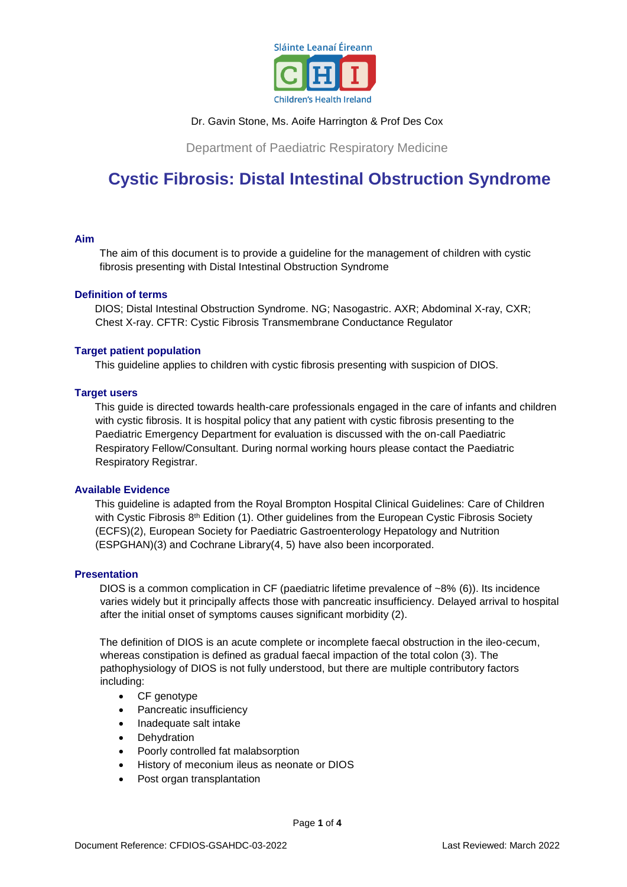Sláinte Leanaí Éireann

Children's Health Ireland

Dr. Gavin Stone, Ms. Aoife Harrington & Prof Des Cox

Department of Paediatric Respiratory Medicine

# Cystic Fibrosis: Distal Intestinal Obstruction Syndrome

## Aim

The aim of this document is to provide a guideline for the management of children with cystic fibrosis presenting with Distal Intestinal Obstruction Syndrome

## Definition of terms

DIOS; Distal Intestinal Obstruction Syndrome. NG; Nasogastric. AXR; Abdominal X-ray, CXR; Chest X-ray. CFTR: Cystic Fibrosis Transmembrane Conductance Regulator

## Target patient population

This guideline applies to children with cystic fibrosis presenting with suspicion of DIOS.

## Target users

This guide is directed towards health-care professionals engaged in the care of infants and children with cystic fibrosis. It is hospital policy that any patient with cystic fibrosis presenting to the Paediatric Emergency Department for evaluation is discussed with the on-call Paediatric Respiratory Fellow/Consultant. During normal working hours please contact the Paediatric Respiratory Registrar.

## Available Evidence

This guideline is adapted from the Royal Brompton Hospital Clinical Guidelines: Care of Children with Cystic Fibrosis 8th Edition (1). Other guidelines from the European Cystic Fibrosis Society (ECFS)(2), European Society for Paediatric Gastroenterology Hepatology and Nutrition (ESPGHAN)(3) and Cochrane Library(4, 5) have also been incorporated.

## Presentation

DIOS is a common complication in CF (paediatric lifetime prevalence of ~8% (6)). Its incidence varies widely but it principally affects those with pancreatic insufficiency. Delayed arrival to hospital after the initial onset of symptoms causes significant morbidity (2).

The definition of DIOS is an acute complete or incomplete faecal obstruction in the ileo-cecum, whereas constipation is defined as gradual faecal impaction of the total colon (3). The pathophysiology of DIOS is not fully understood, but there are multiple contributory factors including:

- CF genotype
- Pancreatic insufficiency
- Inadequate salt intake
- Dehydration
- Poorly controlled fat malabsorption
- History of meconium ileus as neonate or DIOS
- Post organ transplantation

Document Reference: CFDIOS-GSAHDC-03-2022 Last Reviewed: March 2022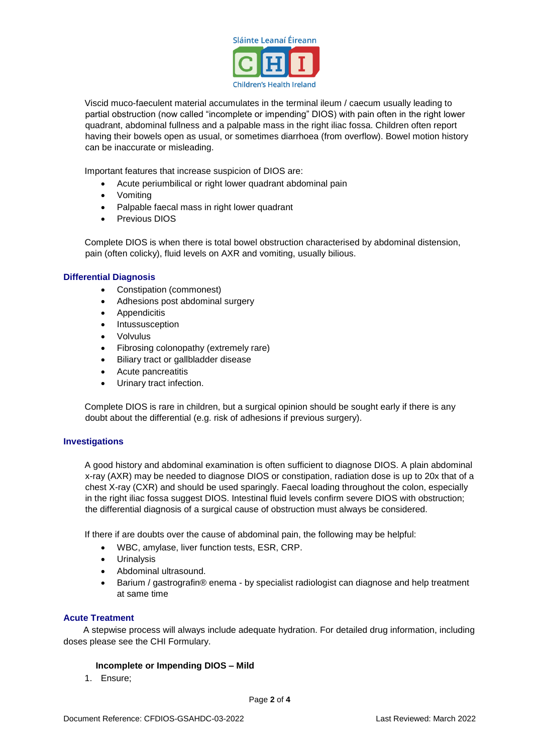Viscid muco-faeculent material accumulates in the terminal ileum / caecum usually leading to partial obstruction (now called "incomplete or impending" DIOS) with pain often in the right lower quadrant, abdominal fullness and a palpable mass in the right iliac fossa. Children often report having their bowels open as usual, or sometimes diarrhoea (from overflow). Bowel motion history can be inaccurate or misleading.

Important features that increase suspicion of DIOS are:

- Acute periumbilical or right lower quadrant abdominal pain
- Vomiting
- Palpable faecal mass in right lower quadrant
- Previous DIOS

Complete DIOS is when there is total bowel obstruction characterised by abdominal distension, pain (often colicky), fluid levels on AXR and vomiting, usually bilious.

## Differential Diagnosis

- Constipation (commonest)
- Adhesions post abdominal surgery
- Appendicitis
- Intussusception
- Volvulus
- Fibrosing colonopathy (extremely rare)
- Biliary tract or gallbladder disease
- Acute pancreatitis
- Urinary tract infection.

Complete DIOS is rare in children, but a surgical opinion should be sought early if there is any doubt about the differential (e.g. risk of adhesions if previous surgery).

## Investigations

A good history and abdominal examination is often sufficient to diagnose DIOS. A plain abdominal x-ray (AXR) may be needed to diagnose DIOS or constipation, radiation dose is up to 20x that of a chest X-ray (CXR) and should be used sparingly. Faecal loading throughout the colon, especially in the right iliac fossa suggest DIOS. Intestinal fluid levels confirm severe DIOS with obstruction; the differential diagnosis of a surgical cause of obstruction must always be considered.

If there if are doubts over the cause of abdominal pain, the following may be helpful:

- WBC, amylase, liver function tests, ESR, CRP.
- Urinalysis
- Abdominal ultrasound.
- Barium / gastrografin® enema - by specialist radiologist can diagnose and help treatment at same time

## Acute Treatment

A stepwise process will always include adequate hydration. For detailed drug information, including doses please see the CHI Formulary.

### Incomplete or Impending DIOS – Mild

1. Ensure;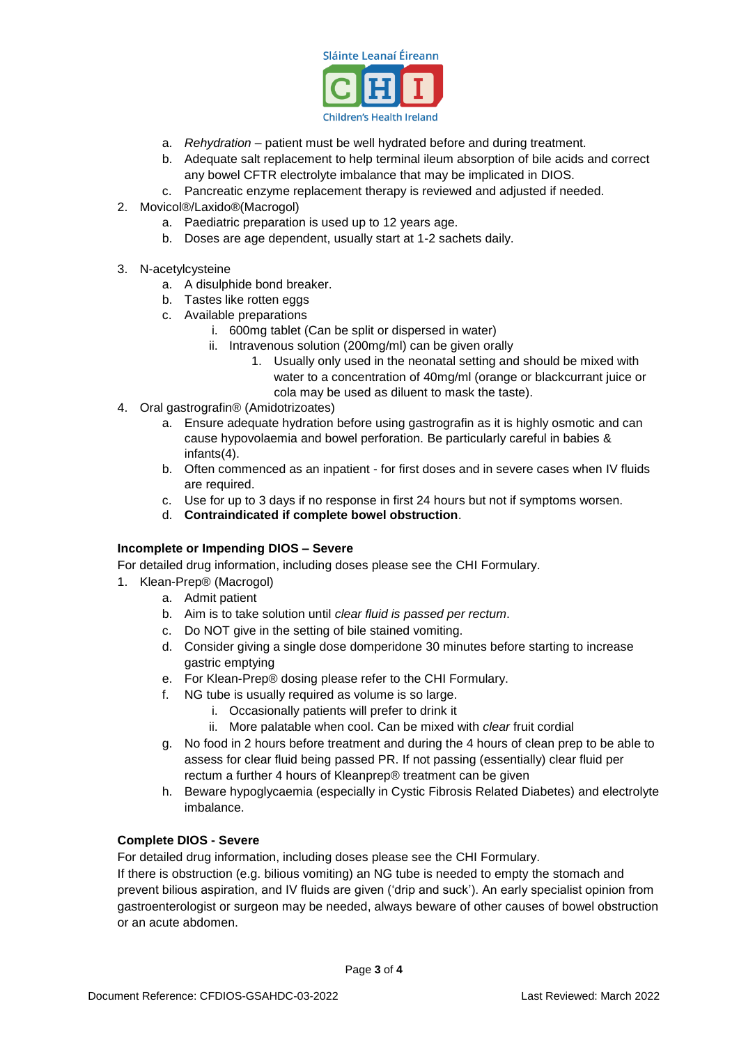a. *Rehydration* – patient must be well hydrated before and during treatment.
   b. Adequate salt replacement to help terminal ileum absorption of bile acids and correct any bowel CFTR electrolyte imbalance that may be implicated in DIOS.
   c. Pancreatic enzyme replacement therapy is reviewed and adjusted if needed.

2. Movicol®/Laxido®(Macrogol)
   a. Paediatric preparation is used up to 12 years age.
   b. Doses are age dependent, usually start at 1-2 sachets daily.

3. N-acetylcysteine
   a. A disulphide bond breaker.
   b. Tastes like rotten eggs
   c. Available preparations
      i. 600mg tablet (Can be split or dispersed in water)
      ii. Intravenous solution (200mg/ml) can be given orally
         1. Usually only used in the neonatal setting and should be mixed with water to a concentration of 40mg/ml (orange or blackcurrant juice or cola may be used as diluent to mask the taste).

4. Oral gastrografin® (Amidotrizoates)
   a. Ensure adequate hydration before using gastrografin as it is highly osmotic and can cause hypovolaemia and bowel perforation. Be particularly careful in babies & infants(4).
   b. Often commenced as an inpatient - for first doses and in severe cases when IV fluids are required.
   c. Use for up to 3 days if no response in first 24 hours but not if symptoms worsen.
   d. **Contraindicated if complete bowel obstruction**.

**Incomplete or Impending DIOS – Severe**

For detailed drug information, including doses please see the CHI Formulary.

1. Klean-Prep® (Macrogol)
   a. Admit patient
   b. Aim is to take solution until *clear fluid is passed per rectum*.
   c. Do NOT give in the setting of bile stained vomiting.
   d. Consider giving a single dose domperidone 30 minutes before starting to increase gastric emptying
   e. For Klean-Prep® dosing please refer to the CHI Formulary.
   f. NG tube is usually required as volume is so large.
      i. Occasionally patients will prefer to drink it
      ii. More palatable when cool. Can be mixed with *clear* fruit cordial
   g. No food in 2 hours before treatment and during the 4 hours of clean prep to be able to assess for clear fluid being passed PR. If not passing (essentially) clear fluid per rectum a further 4 hours of Kleanprep® treatment can be given
   h. Beware hypoglycaemia (especially in Cystic Fibrosis Related Diabetes) and electrolyte imbalance.

**Complete DIOS - Severe**

For detailed drug information, including doses please see the CHI Formulary.

If there is obstruction (e.g. bilious vomiting) an NG tube is needed to empty the stomach and prevent bilious aspiration, and IV fluids are given ('drip and suck'). An early specialist opinion from gastroenterologist or surgeon may be needed, always beware of other causes of bowel obstruction or an acute abdomen.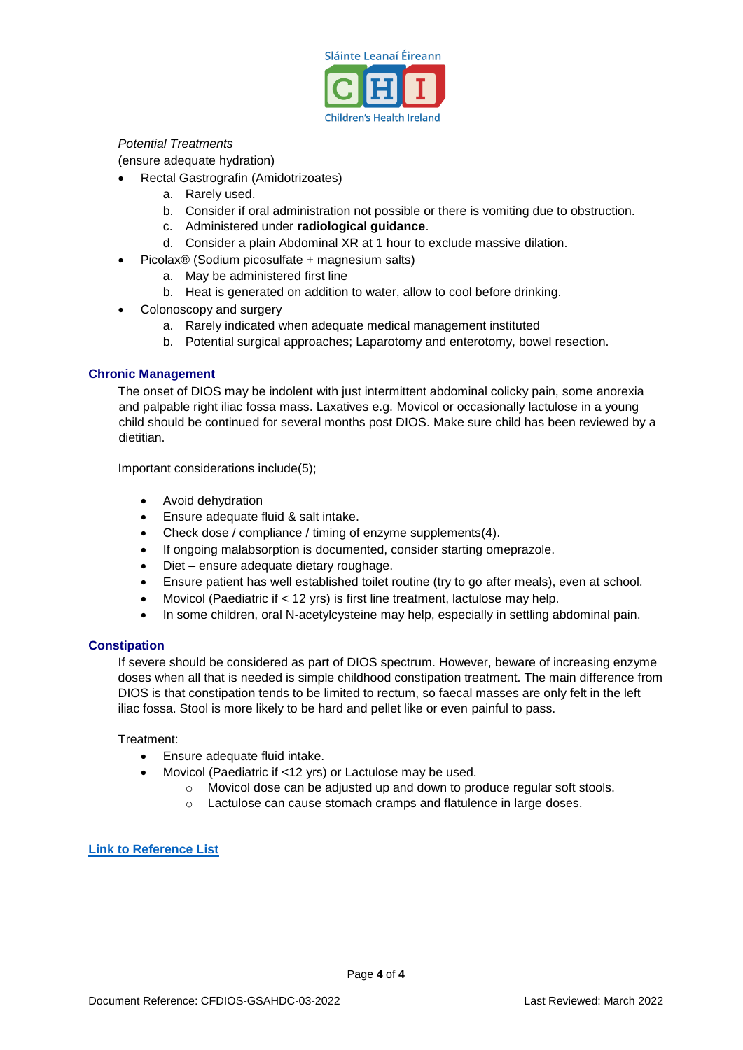*Potential Treatments*

(ensure adequate hydration)

- Rectal Gastrografin (Amidotrizoates)
    a. Rarely used.
    b. Consider if oral administration not possible or there is vomiting due to obstruction.
    c. Administered under **radiological guidance**.
    d. Consider a plain Abdominal XR at 1 hour to exclude massive dilation.
- Picolax® (Sodium picosulfate + magnesium salts)
    a. May be administered first line
    b. Heat is generated on addition to water, allow to cool before drinking.
- Colonoscopy and surgery
    a. Rarely indicated when adequate medical management instituted
    b. Potential surgical approaches; Laparotomy and enterotomy, bowel resection.

## Chronic Management

The onset of DIOS may be indolent with just intermittent abdominal colicky pain, some anorexia and palpable right iliac fossa mass. Laxatives e.g. Movicol or occasionally lactulose in a young child should be continued for several months post DIOS. Make sure child has been reviewed by a dietitian.

Important considerations include(5);

- Avoid dehydration
- Ensure adequate fluid & salt intake.
- Check dose / compliance / timing of enzyme supplements(4).
- If ongoing malabsorption is documented, consider starting omeprazole.
- Diet – ensure adequate dietary roughage.
- Ensure patient has well established toilet routine (try to go after meals), even at school.
- Movicol (Paediatric if < 12 yrs) is first line treatment, lactulose may help.
- In some children, oral N-acetylcysteine may help, especially in settling abdominal pain.

## Constipation

If severe should be considered as part of DIOS spectrum. However, beware of increasing enzyme doses when all that is needed is simple childhood constipation treatment. The main difference from DIOS is that constipation tends to be limited to rectum, so faecal masses are only felt in the left iliac fossa. Stool is more likely to be hard and pellet like or even painful to pass.

Treatment:

- Ensure adequate fluid intake.
- Movicol (Paediatric if <12 yrs) or Lactulose may be used.
    - Movicol dose can be adjusted up and down to produce regular soft stools.
    - Lactulose can cause stomach cramps and flatulence in large doses.

**Link to Reference List**

Document Reference: CFDIOS-GSAHDC-03-2022 | Last Reviewed: March 2022